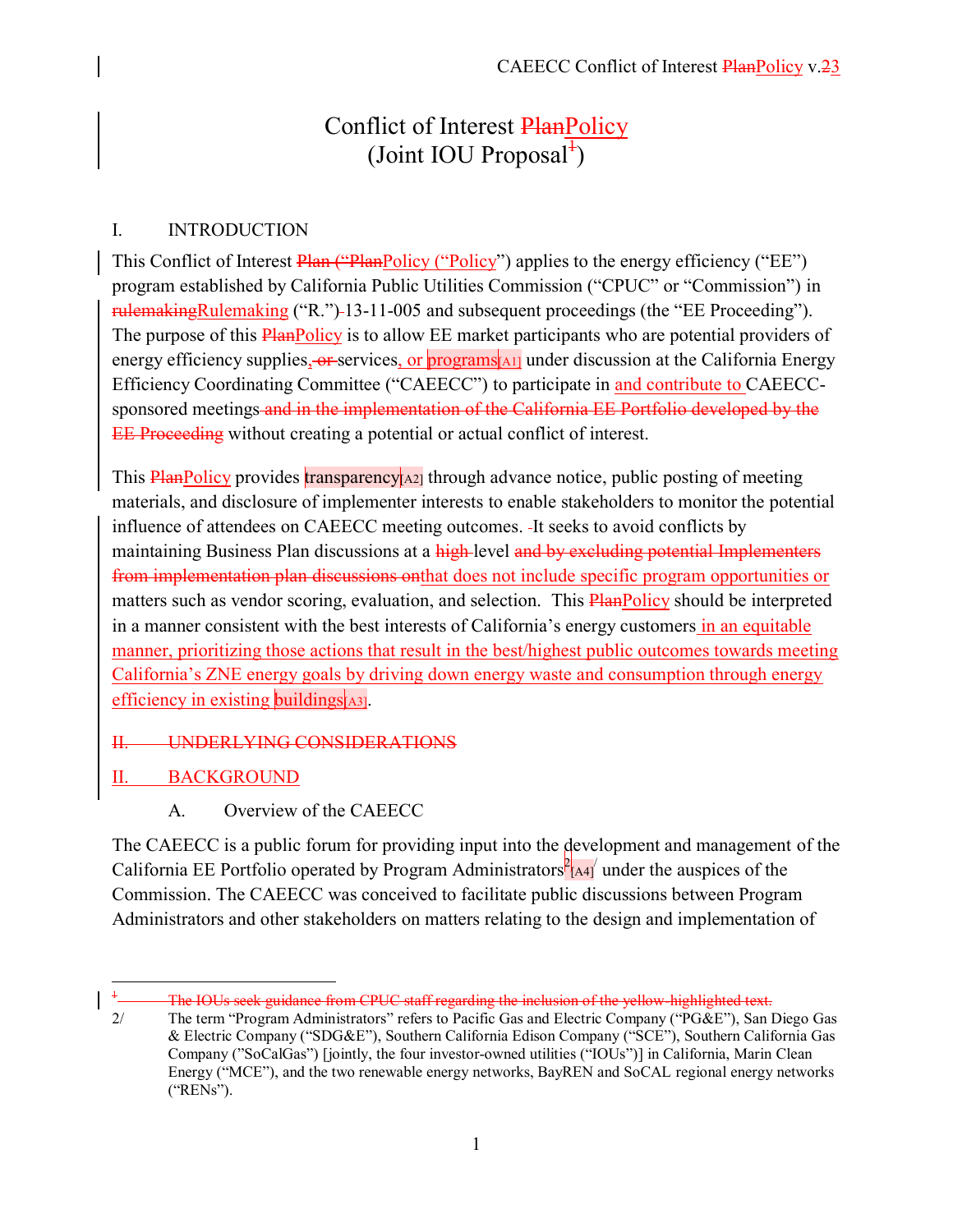# Conflict of Interest ~~Plan~~Policy
# (Joint IOU Proposal~~1~~)

## I. INTRODUCTION

This Conflict of Interest ~~Plan ("Plan~~Policy ("Policy") applies to the energy efficiency ("EE") program established by California Public Utilities Commission ("CPUC" or "Commission") in ~~rulemaking~~Rulemaking ("R.")~~-~~13-11-005 and subsequent proceedings (the "EE Proceeding"). The purpose of this ~~Plan~~Policy is to allow EE market participants who are potential providers of energy efficiency supplies~~, or~~ services, or programs[A1] under discussion at the California Energy Efficiency Coordinating Committee ("CAEECC") to participate in and contribute to CAEECC-sponsored meetings ~~and in the implementation of the California EE Portfolio developed by the EE Proceeding~~ without creating a potential or actual conflict of interest.

This ~~Plan~~Policy provides transparency[A2] through advance notice, public posting of meeting materials, and disclosure of implementer interests to enable stakeholders to monitor the potential influence of attendees on CAEECC meeting outcomes. It seeks to avoid conflicts by maintaining Business Plan discussions at a ~~high~~ level ~~and by excluding potential Implementers from implementation plan discussions on~~that does not include specific program opportunities or matters such as vendor scoring, evaluation, and selection. This ~~Plan~~Policy should be interpreted in a manner consistent with the best interests of California's energy customers in an equitable manner, prioritizing those actions that result in the best/highest public outcomes towards meeting California's ZNE energy goals by driving down energy waste and consumption through energy efficiency in existing buildings[A3].

## ~~II. UNDERLYING CONSIDERATIONS~~

## II. BACKGROUND

### A. Overview of the CAEECC

The CAEECC is a public forum for providing input into the development and management of the California EE Portfolio operated by Program Administrators[2][A4] under the auspices of the Commission. The CAEECC was conceived to facilitate public discussions between Program Administrators and other stakeholders on matters relating to the design and implementation of

---

~~1 The IOUs seek guidance from CPUC staff regarding the inclusion of the yellow-highlighted text.~~

2/ The term "Program Administrators" refers to Pacific Gas and Electric Company ("PG&E"), San Diego Gas & Electric Company ("SDG&E"), Southern California Edison Company ("SCE"), Southern California Gas Company ("SoCalGas") [jointly, the four investor-owned utilities ("IOUs")] in California, Marin Clean Energy ("MCE"), and the two renewable energy networks, BayREN and SoCAL regional energy networks ("RENs").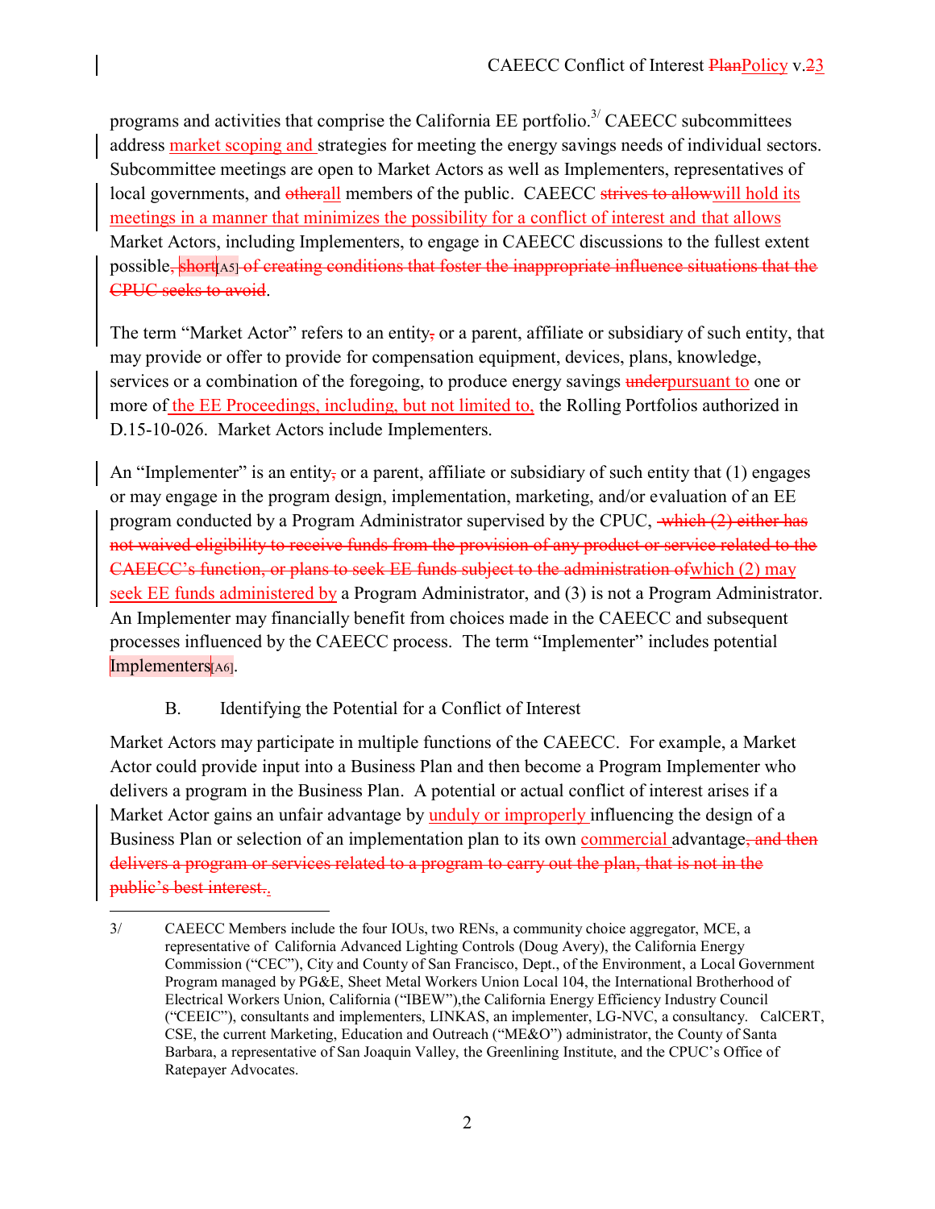programs and activities that comprise the California EE portfolio.[3/] CAEECC subcommittees address market scoping and strategies for meeting the energy savings needs of individual sectors. Subcommittee meetings are open to Market Actors as well as Implementers, representatives of local governments, and ~~other~~all members of the public. CAEECC ~~strives to allow~~will hold its meetings in a manner that minimizes the possibility for a conflict of interest and that allows Market Actors, including Implementers, to engage in CAEECC discussions to the fullest extent possible~~, short~~[A5] ~~of creating conditions that foster the inappropriate influence situations that the CPUC seeks to avoid~~.

The term "Market Actor" refers to an entity~~,~~ or a parent, affiliate or subsidiary of such entity, that may provide or offer to provide for compensation equipment, devices, plans, knowledge, services or a combination of the foregoing, to produce energy savings ~~under~~pursuant to one or more of the EE Proceedings, including, but not limited to, the Rolling Portfolios authorized in D.15-10-026. Market Actors include Implementers.

An "Implementer" is an entity~~,~~ or a parent, affiliate or subsidiary of such entity that (1) engages or may engage in the program design, implementation, marketing, and/or evaluation of an EE program conducted by a Program Administrator supervised by the CPUC, ~~which (2) either has not waived eligibility to receive funds from the provision of any product or service related to the CAEECC's function, or plans to seek EE funds subject to the administration of~~which (2) may seek EE funds administered by a Program Administrator, and (3) is not a Program Administrator. An Implementer may financially benefit from choices made in the CAEECC and subsequent processes influenced by the CAEECC process. The term "Implementer" includes potential Implementers[A6].

### B. Identifying the Potential for a Conflict of Interest

Market Actors may participate in multiple functions of the CAEECC. For example, a Market Actor could provide input into a Business Plan and then become a Program Implementer who delivers a program in the Business Plan. A potential or actual conflict of interest arises if a Market Actor gains an unfair advantage by unduly or improperly influencing the design of a Business Plan or selection of an implementation plan to its own commercial advantage~~, and then delivers a program or services related to a program to carry out the plan, that is not in the public's best interest.~~.

---

3/ CAEECC Members include the four IOUs, two RENs, a community choice aggregator, MCE, a representative of California Advanced Lighting Controls (Doug Avery), the California Energy Commission ("CEC"), City and County of San Francisco, Dept., of the Environment, a Local Government Program managed by PG&E, Sheet Metal Workers Union Local 104, the International Brotherhood of Electrical Workers Union, California ("IBEW"),the California Energy Efficiency Industry Council ("CEEIC"), consultants and implementers, LINKAS, an implementer, LG-NVC, a consultancy. CalCERT, CSE, the current Marketing, Education and Outreach ("ME&O") administrator, the County of Santa Barbara, a representative of San Joaquin Valley, the Greenlining Institute, and the CPUC's Office of Ratepayer Advocates.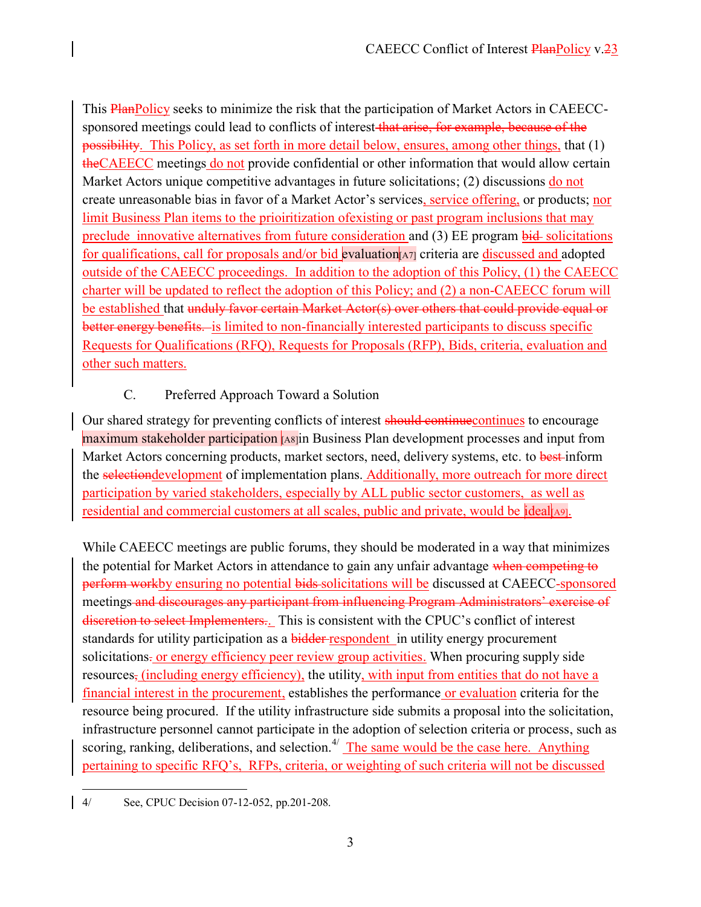This ~~Plan~~Policy seeks to minimize the risk that the participation of Market Actors in CAEECC-sponsored meetings could lead to conflicts of interest~~ that arise, for example, because of the possibility~~. This Policy, as set forth in more detail below, ensures, among other things, that (1) ~~the~~CAEECC meetings do not provide confidential or other information that would allow certain Market Actors unique competitive advantages in future solicitations; (2) discussions do not create unreasonable bias in favor of a Market Actor's services, service offering, or products; nor limit Business Plan items to the prioiritization ofexisting or past program inclusions that may preclude innovative alternatives from future consideration and (3) EE program ~~bid~~ solicitations for qualifications, call for proposals and/or bid evaluation[A7] criteria are discussed and adopted outside of the CAEECC proceedings. In addition to the adoption of this Policy, (1) the CAEECC charter will be updated to reflect the adoption of this Policy; and (2) a non-CAEECC forum will be established that ~~unduly favor certain Market Actor(s) over others that could provide equal or better energy benefits.~~ is limited to non-financially interested participants to discuss specific Requests for Qualifications (RFQ), Requests for Proposals (RFP), Bids, criteria, evaluation and other such matters.

## C. Preferred Approach Toward a Solution

Our shared strategy for preventing conflicts of interest ~~should continue~~continues to encourage maximum stakeholder participation [A8]in Business Plan development processes and input from Market Actors concerning products, market sectors, need, delivery systems, etc. to ~~best~~ inform the ~~selection~~development of implementation plans. Additionally, more outreach for more direct participation by varied stakeholders, especially by ALL public sector customers, as well as residential and commercial customers at all scales, public and private, would be ideal[A9].

While CAEECC meetings are public forums, they should be moderated in a way that minimizes the potential for Market Actors in attendance to gain any unfair advantage ~~when competing to perform work~~by ensuring no potential ~~bids~~ solicitations will be discussed at CAEECC-sponsored meetings~~ and discourages any participant from influencing Program Administrators' exercise of discretion to select Implementers.~~. This is consistent with the CPUC's conflict of interest standards for utility participation as a ~~bidder~~ respondent in utility energy procurement solicitations~~.~~ or energy efficiency peer review group activities. When procuring supply side resources~~,~~ (including energy efficiency), the utility, with input from entities that do not have a financial interest in the procurement, establishes the performance or evaluation criteria for the resource being procured. If the utility infrastructure side submits a proposal into the solicitation, infrastructure personnel cannot participate in the adoption of selection criteria or process, such as scoring, ranking, deliberations, and selection.[4] The same would be the case here. Anything pertaining to specific RFQ's, RFPs, criteria, or weighting of such criteria will not be discussed

---

4/ See, CPUC Decision 07-12-052, pp.201-208.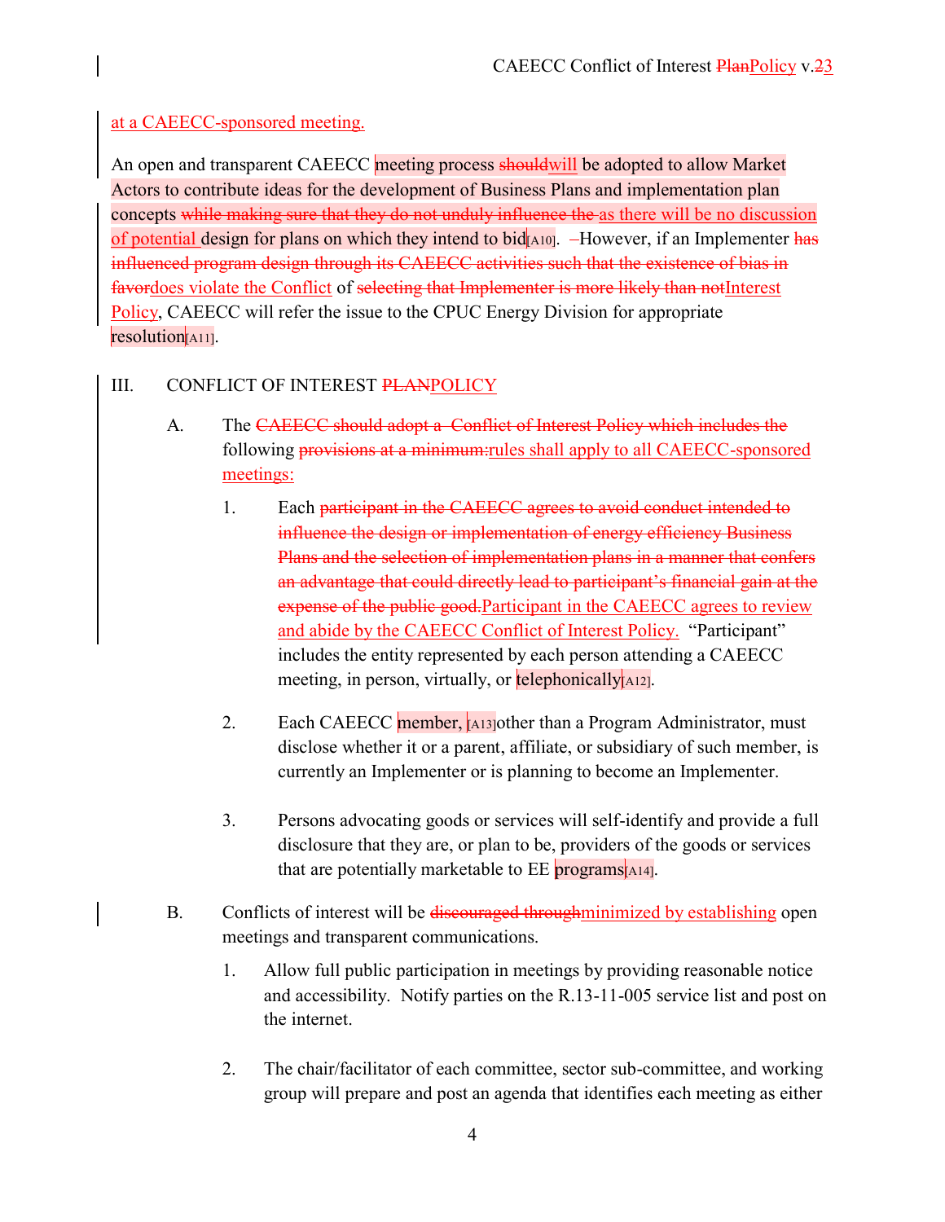at a CAEECC-sponsored meeting.

An open and transparent CAEECC meeting process ~~should~~will be adopted to allow Market Actors to contribute ideas for the development of Business Plans and implementation plan concepts ~~while making sure that they do not unduly influence the~~ as there will be no discussion of potential design for plans on which they intend to bid[A10]. ~~–~~However, if an Implementer ~~has influenced program design through its CAEECC activities such that the existence of bias in favor~~does violate the Conflict of ~~selecting that Implementer is more likely than not~~Interest Policy, CAEECC will refer the issue to the CPUC Energy Division for appropriate resolution[A11].

## III. CONFLICT OF INTEREST ~~PLAN~~POLICY

A. The ~~CAEECC should adopt a Conflict of Interest Policy which includes the~~ following ~~provisions at a minimum:~~rules shall apply to all CAEECC-sponsored meetings:

1. Each ~~participant in the CAEECC agrees to avoid conduct intended to influence the design or implementation of energy efficiency Business Plans and the selection of implementation plans in a manner that confers an advantage that could directly lead to participant's financial gain at the expense of the public good.~~Participant in the CAEECC agrees to review and abide by the CAEECC Conflict of Interest Policy. "Participant" includes the entity represented by each person attending a CAEECC meeting, in person, virtually, or telephonically[A12].

2. Each CAEECC member, [A13]other than a Program Administrator, must disclose whether it or a parent, affiliate, or subsidiary of such member, is currently an Implementer or is planning to become an Implementer.

3. Persons advocating goods or services will self-identify and provide a full disclosure that they are, or plan to be, providers of the goods or services that are potentially marketable to EE programs[A14].

B. Conflicts of interest will be ~~discouraged through~~minimized by establishing open meetings and transparent communications.

1. Allow full public participation in meetings by providing reasonable notice and accessibility. Notify parties on the R.13-11-005 service list and post on the internet.

2. The chair/facilitator of each committee, sector sub-committee, and working group will prepare and post an agenda that identifies each meeting as either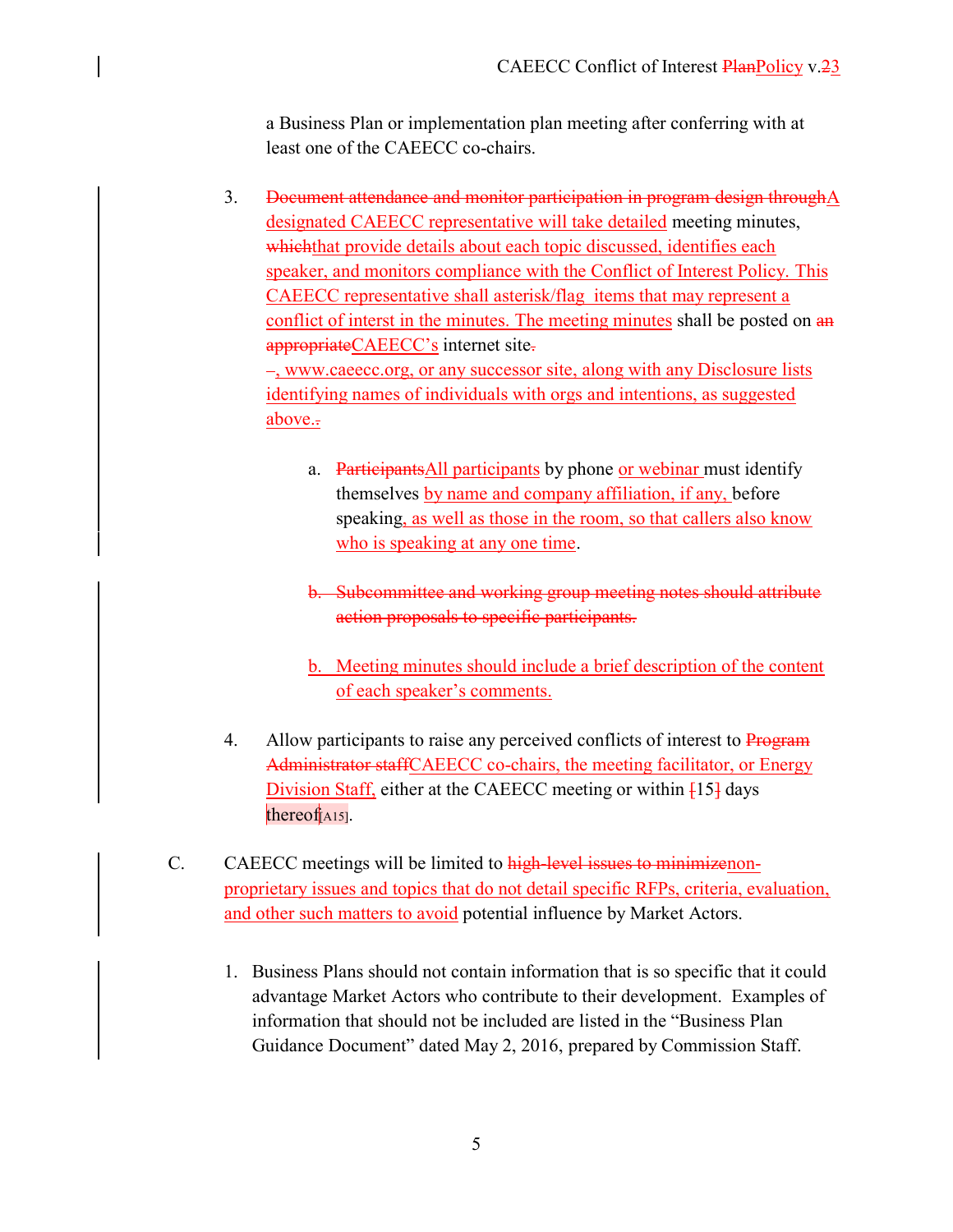a Business Plan or implementation plan meeting after conferring with at least one of the CAEECC co-chairs.

3. ~~Document attendance and monitor participation in program design through~~A designated CAEECC representative will take detailed meeting minutes, ~~which~~that provide details about each topic discussed, identifies each speaker, and monitors compliance with the Conflict of Interest Policy. This CAEECC representative shall asterisk/flag items that may represent a conflict of interst in the minutes. The meeting minutes shall be posted on ~~an appropriate~~CAEECC's internet site~~.~~
~~–~~, www.caeecc.org, or any successor site, along with any Disclosure lists identifying names of individuals with orgs and intentions, as suggested above.~~.~~

   a. ~~Participants~~All participants by phone or webinar must identify themselves by name and company affiliation, if any, before speaking, as well as those in the room, so that callers also know who is speaking at any one time.

   ~~b. Subcommittee and working group meeting notes should attribute action proposals to specific participants.~~

   b. Meeting minutes should include a brief description of the content of each speaker's comments.

4. Allow participants to raise any perceived conflicts of interest to ~~Program Administrator staff~~CAEECC co-chairs, the meeting facilitator, or Energy Division Staff, either at the CAEECC meeting or within ~~[~~15~~]~~ days thereof[A15].

C. CAEECC meetings will be limited to ~~high-level issues to minimize~~non-proprietary issues and topics that do not detail specific RFPs, criteria, evaluation, and other such matters to avoid potential influence by Market Actors.

   1. Business Plans should not contain information that is so specific that it could advantage Market Actors who contribute to their development. Examples of information that should not be included are listed in the "Business Plan Guidance Document" dated May 2, 2016, prepared by Commission Staff.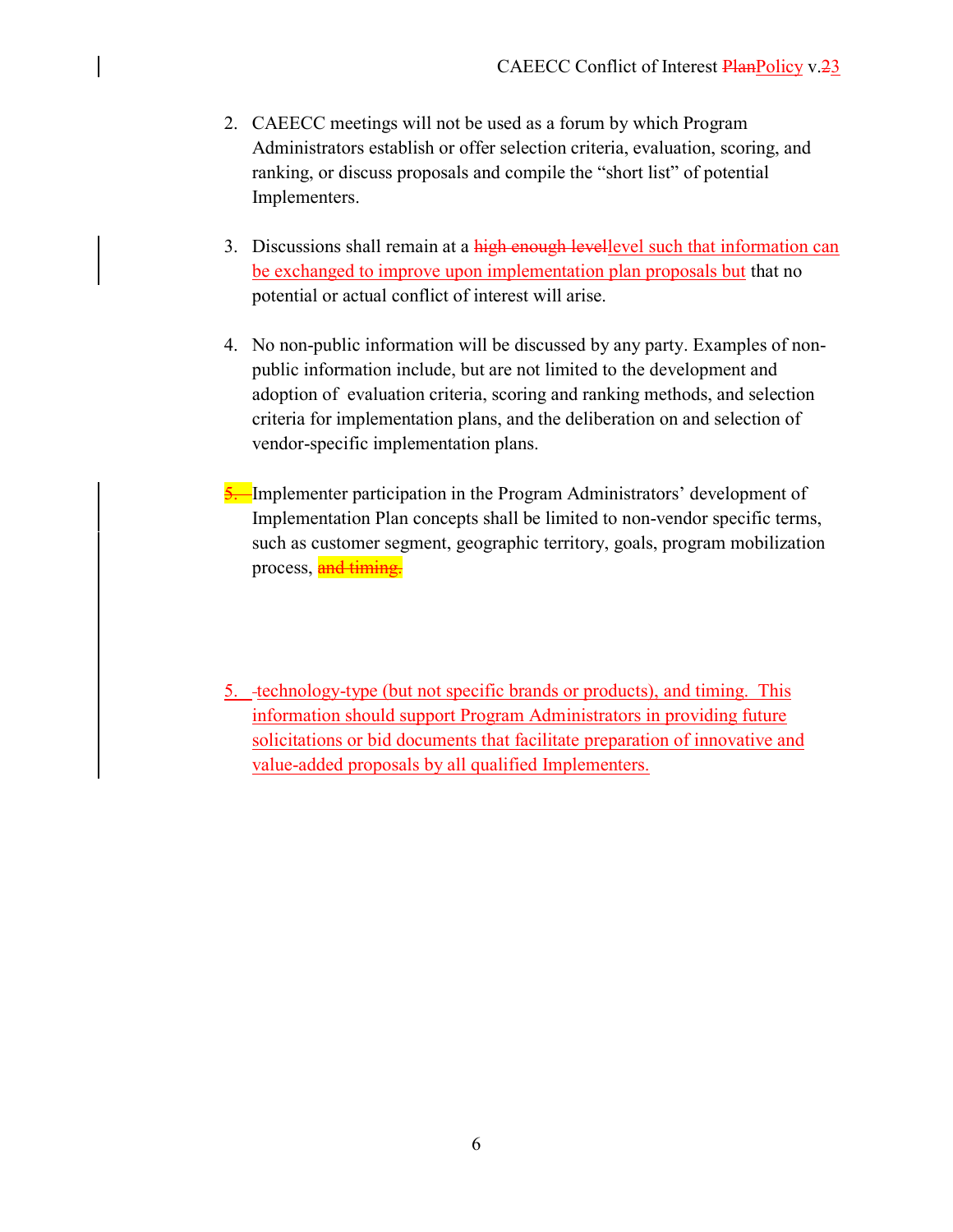2. CAEECC meetings will not be used as a forum by which Program Administrators establish or offer selection criteria, evaluation, scoring, and ranking, or discuss proposals and compile the "short list" of potential Implementers.

3. Discussions shall remain at a ~~high enough level~~level such that information can be exchanged to improve upon implementation plan proposals but that no potential or actual conflict of interest will arise.

4. No non-public information will be discussed by any party. Examples of non-public information include, but are not limited to the development and adoption of evaluation criteria, scoring and ranking methods, and selection criteria for implementation plans, and the deliberation on and selection of vendor-specific implementation plans.

~~5.~~ Implementer participation in the Program Administrators' development of Implementation Plan concepts shall be limited to non-vendor specific terms, such as customer segment, geographic territory, goals, program mobilization process, ~~and timing.~~

5. technology-type (but not specific brands or products), and timing. This information should support Program Administrators in providing future solicitations or bid documents that facilitate preparation of innovative and value-added proposals by all qualified Implementers.